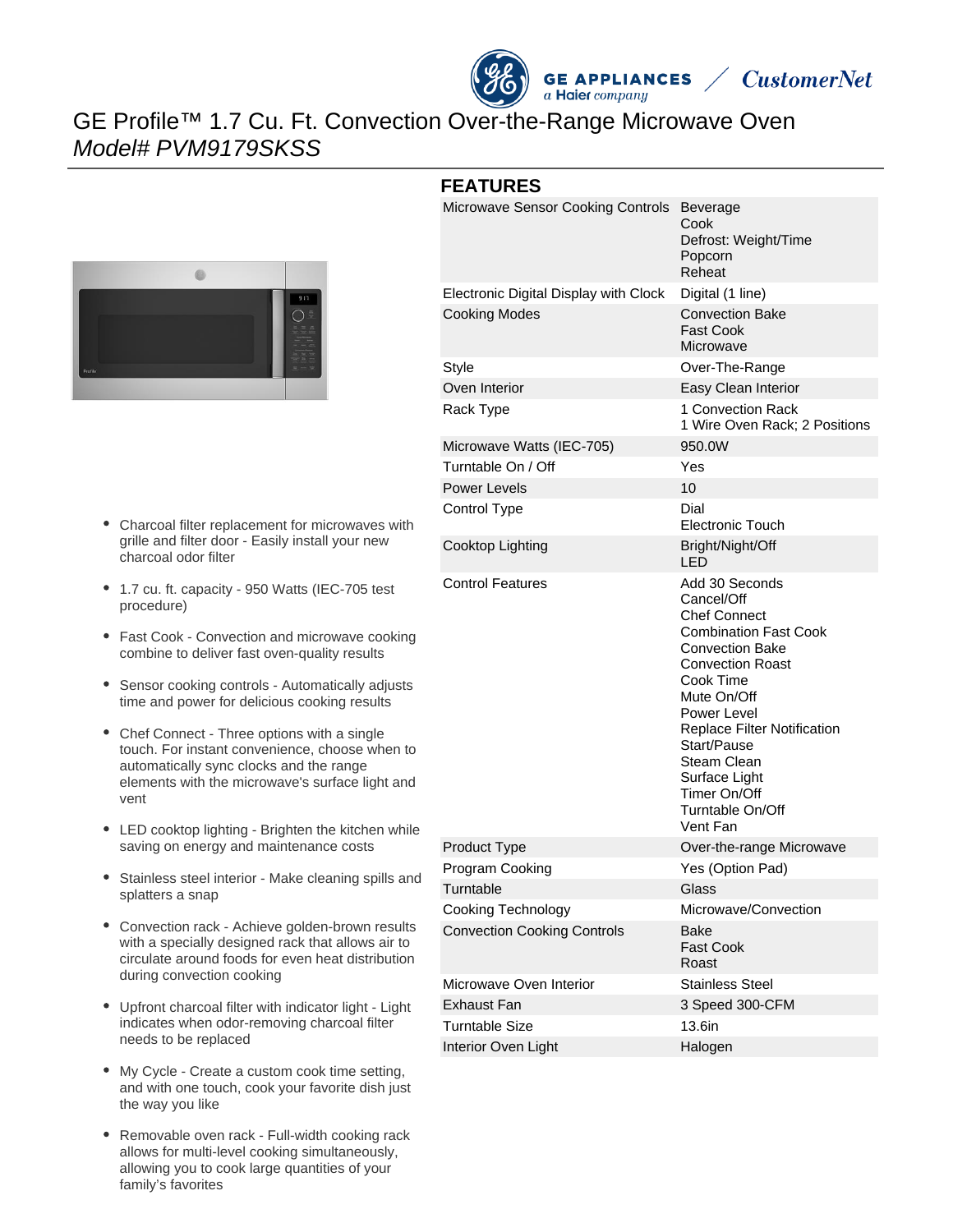# GE Profile™ 1.7 Cu. Ft. Convection Over-the-Range Microwave Oven

*Model# PVM9179SKSS*

- Charcoal filter replacement for microwaves with grille and filter door - Easily install your new charcoal odor filter
- 1.7 cu. ft. capacity - 950 Watts (IEC-705 test procedure)
- Fast Cook - Convection and microwave cooking combine to deliver fast oven-quality results
- Sensor cooking controls - Automatically adjusts time and power for delicious cooking results
- Chef Connect - Three options with a single touch. For instant convenience, choose when to automatically sync clocks and the range elements with the microwave's surface light and vent
- LED cooktop lighting - Brighten the kitchen while saving on energy and maintenance costs
- Stainless steel interior - Make cleaning spills and splatters a snap
- Convection rack - Achieve golden-brown results with a specially designed rack that allows air to circulate around foods for even heat distribution during convection cooking
- Upfront charcoal filter with indicator light - Light indicates when odor-removing charcoal filter needs to be replaced
- My Cycle - Create a custom cook time setting, and with one touch, cook your favorite dish just the way you like
- Removable oven rack - Full-width cooking rack allows for multi-level cooking simultaneously, allowing you to cook large quantities of your family's favorites

## FEATURES

| | |
|---|---|
| Microwave Sensor Cooking Controls | Beverage<br>Cook<br>Defrost: Weight/Time<br>Popcorn<br>Reheat |
| Electronic Digital Display with Clock | Digital (1 line) |
| Cooking Modes | Convection Bake<br>Fast Cook<br>Microwave |
| Style | Over-The-Range |
| Oven Interior | Easy Clean Interior |
| Rack Type | 1 Convection Rack<br>1 Wire Oven Rack; 2 Positions |
| Microwave Watts (IEC-705) | 950.0W |
| Turntable On / Off | Yes |
| Power Levels | 10 |
| Control Type | Dial<br>Electronic Touch |
| Cooktop Lighting | Bright/Night/Off<br>LED |
| Control Features | Add 30 Seconds<br>Cancel/Off<br>Chef Connect<br>Combination Fast Cook<br>Convection Bake<br>Convection Roast<br>Cook Time<br>Mute On/Off<br>Power Level<br>Replace Filter Notification<br>Start/Pause<br>Steam Clean<br>Surface Light<br>Timer On/Off<br>Turntable On/Off<br>Vent Fan |
| Product Type | Over-the-range Microwave |
| Program Cooking | Yes (Option Pad) |
| Turntable | Glass |
| Cooking Technology | Microwave/Convection |
| Convection Cooking Controls | Bake<br>Fast Cook<br>Roast |
| Microwave Oven Interior | Stainless Steel |
| Exhaust Fan | 3 Speed 300-CFM |
| Turntable Size | 13.6in |
| Interior Oven Light | Halogen |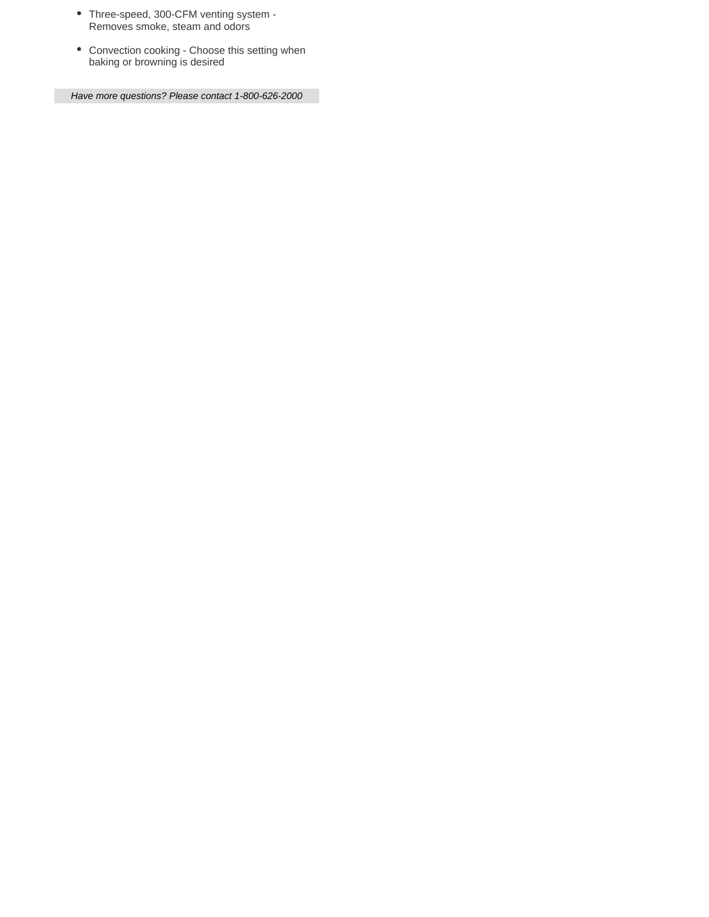- Three-speed, 300-CFM venting system - Removes smoke, steam and odors
- Convection cooking - Choose this setting when baking or browning is desired

*Have more questions? Please contact 1-800-626-2000*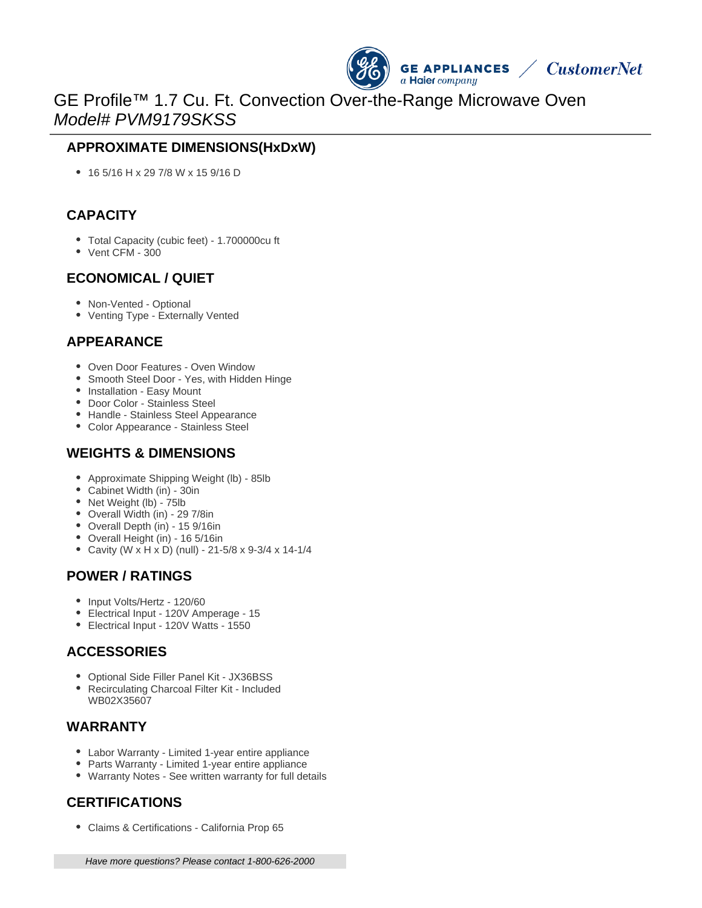# GE Profile™ 1.7 Cu. Ft. Convection Over-the-Range Microwave Oven

*Model# PVM9179SKSS*

## APPROXIMATE DIMENSIONS(HxDxW)

- 16 5/16 H x 29 7/8 W x 15 9/16 D

## CAPACITY

- Total Capacity (cubic feet) - 1.700000cu ft
- Vent CFM - 300

## ECONOMICAL / QUIET

- Non-Vented - Optional
- Venting Type - Externally Vented

## APPEARANCE

- Oven Door Features - Oven Window
- Smooth Steel Door - Yes, with Hidden Hinge
- Installation - Easy Mount
- Door Color - Stainless Steel
- Handle - Stainless Steel Appearance
- Color Appearance - Stainless Steel

## WEIGHTS & DIMENSIONS

- Approximate Shipping Weight (lb) - 85lb
- Cabinet Width (in) - 30in
- Net Weight (lb) - 75lb
- Overall Width (in) - 29 7/8in
- Overall Depth (in) - 15 9/16in
- Overall Height (in) - 16 5/16in
- Cavity (W x H x D) (null) - 21-5/8 x 9-3/4 x 14-1/4

## POWER / RATINGS

- Input Volts/Hertz - 120/60
- Electrical Input - 120V Amperage - 15
- Electrical Input - 120V Watts - 1550

## ACCESSORIES

- Optional Side Filler Panel Kit - JX36BSS
- Recirculating Charcoal Filter Kit - Included WB02X35607

## WARRANTY

- Labor Warranty - Limited 1-year entire appliance
- Parts Warranty - Limited 1-year entire appliance
- Warranty Notes - See written warranty for full details

## CERTIFICATIONS

- Claims & Certifications - California Prop 65

*Have more questions? Please contact 1-800-626-2000*